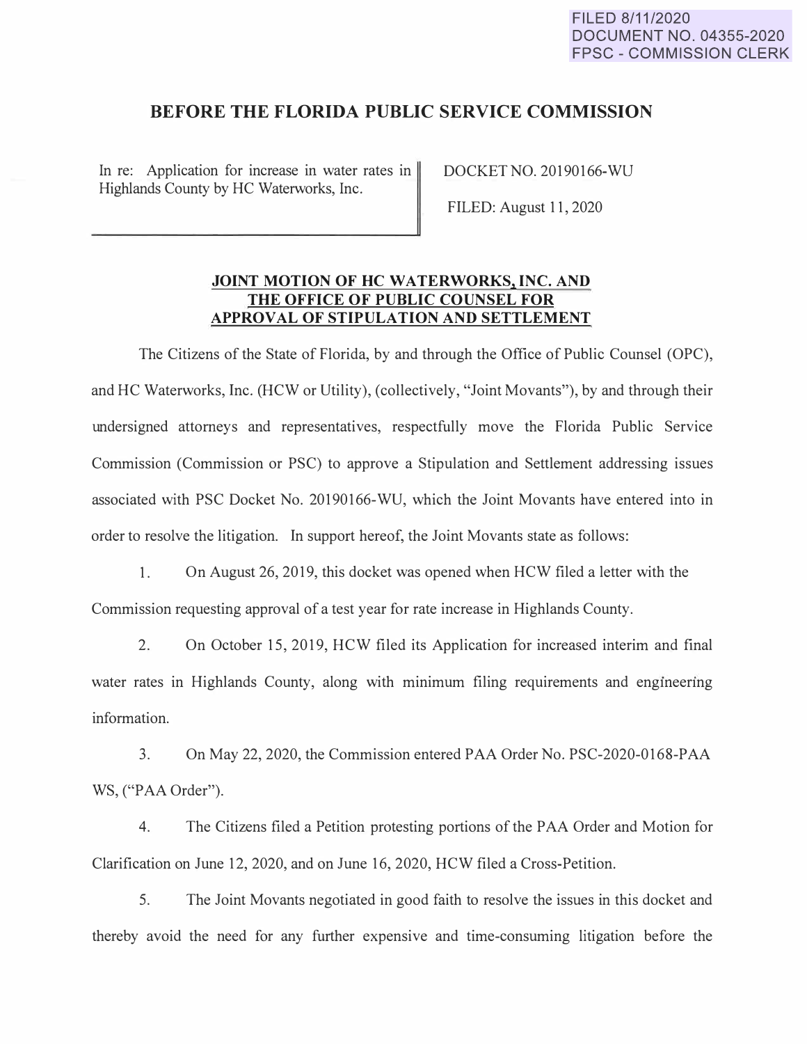FILED 8/11/2020
DOCUMENT NO. 04355-2020
FPSC - COMMISSION CLERK

# BEFORE THE FLORIDA PUBLIC SERVICE COMMISSION

| In re: Application for increase in water rates in Highlands County by HC Waterworks, Inc. | DOCKET NO. 20190166-WU<br><br>FILED: August 11, 2020 |
|---|---|

## JOINT MOTION OF HC WATERWORKS, INC. AND THE OFFICE OF PUBLIC COUNSEL FOR APPROVAL OF STIPULATION AND SETTLEMENT

The Citizens of the State of Florida, by and through the Office of Public Counsel (OPC), and HC Waterworks, Inc. (HCW or Utility), (collectively, "Joint Movants"), by and through their undersigned attorneys and representatives, respectfully move the Florida Public Service Commission (Commission or PSC) to approve a Stipulation and Settlement addressing issues associated with PSC Docket No. 20190166-WU, which the Joint Movants have entered into in order to resolve the litigation. In support hereof, the Joint Movants state as follows:

1. On August 26, 2019, this docket was opened when HCW filed a letter with the Commission requesting approval of a test year for rate increase in Highlands County.

2. On October 15, 2019, HCW filed its Application for increased interim and final water rates in Highlands County, along with minimum filing requirements and engineering information.

3. On May 22, 2020, the Commission entered PAA Order No. PSC-2020-0168-PAA WS, ("PAA Order").

4. The Citizens filed a Petition protesting portions of the PAA Order and Motion for Clarification on June 12, 2020, and on June 16, 2020, HCW filed a Cross-Petition.

5. The Joint Movants negotiated in good faith to resolve the issues in this docket and thereby avoid the need for any further expensive and time-consuming litigation before the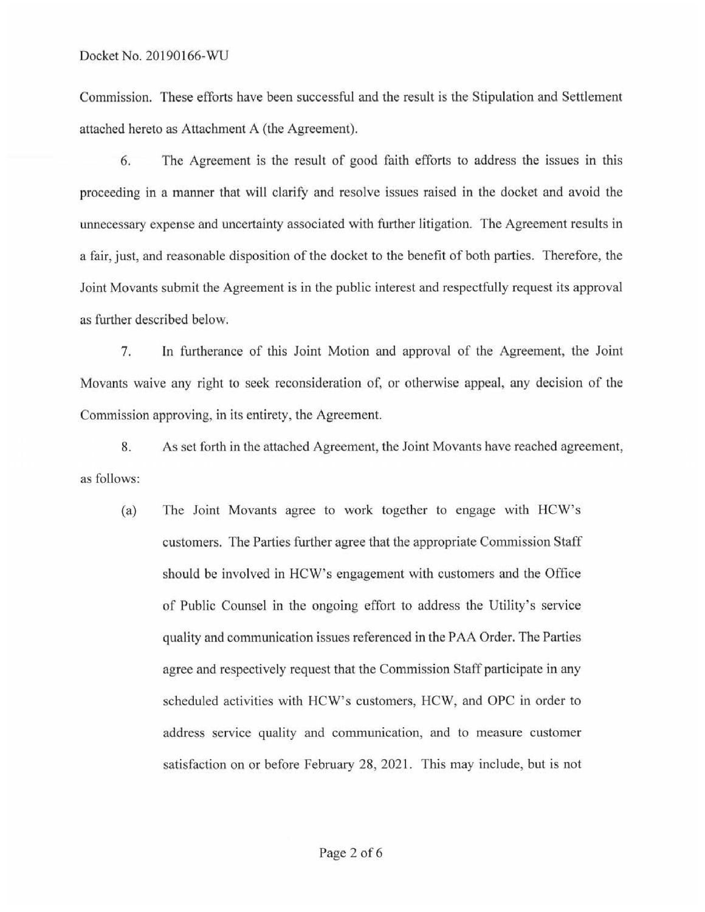Commission. These efforts have been successful and the result is the Stipulation and Settlement attached hereto as Attachment A (the Agreement).

6. The Agreement is the result of good faith efforts to address the issues in this proceeding in a manner that will clarify and resolve issues raised in the docket and avoid the unnecessary expense and uncertainty associated with further litigation. The Agreement results in a fair, just, and reasonable disposition of the docket to the benefit of both parties. Therefore, the Joint Movants submit the Agreement is in the public interest and respectfully request its approval as further described below.

7. In furtherance of this Joint Motion and approval of the Agreement, the Joint Movants waive any right to seek reconsideration of, or otherwise appeal, any decision of the Commission approving, in its entirety, the Agreement.

8. As set forth in the attached Agreement, the Joint Movants have reached agreement, as follows:

(a) The Joint Movants agree to work together to engage with HCW's customers. The Parties further agree that the appropriate Commission Staff should be involved in HCW's engagement with customers and the Office of Public Counsel in the ongoing effort to address the Utility's service quality and communication issues referenced in the PAA Order. The Parties agree and respectively request that the Commission Staff participate in any scheduled activities with HCW's customers, HCW, and OPC in order to address service quality and communication, and to measure customer satisfaction on or before February 28, 2021. This may include, but is not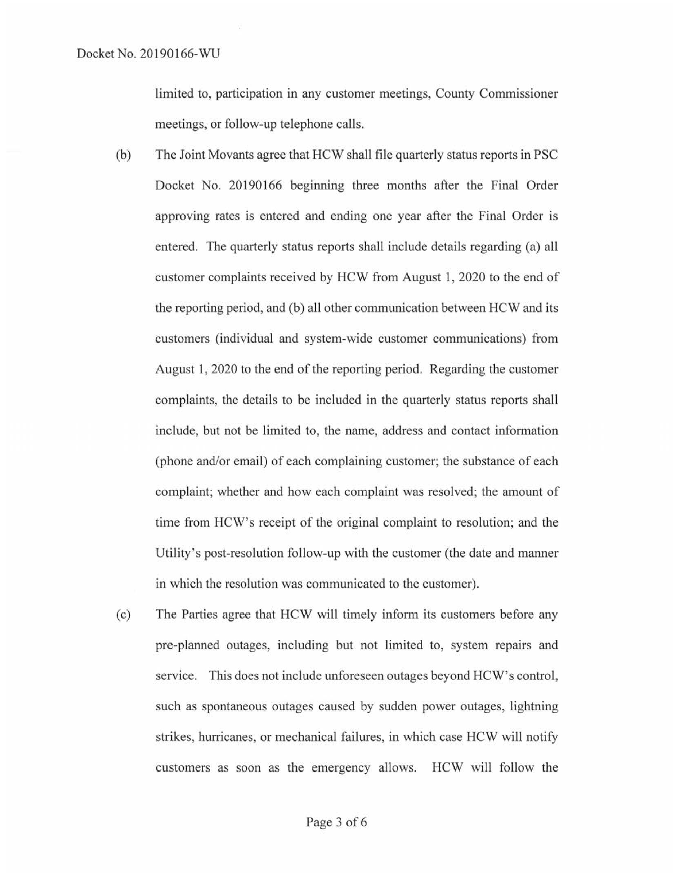limited to, participation in any customer meetings, County Commissioner meetings, or follow-up telephone calls.

(b) The Joint Movants agree that HCW shall file quarterly status reports in PSC Docket No. 20190166 beginning three months after the Final Order approving rates is entered and ending one year after the Final Order is entered. The quarterly status reports shall include details regarding (a) all customer complaints received by HCW from August 1, 2020 to the end of the reporting period, and (b) all other communication between HCW and its customers (individual and system-wide customer communications) from August 1, 2020 to the end of the reporting period. Regarding the customer complaints, the details to be included in the quarterly status reports shall include, but not be limited to, the name, address and contact information (phone and/or email) of each complaining customer; the substance of each complaint; whether and how each complaint was resolved; the amount of time from HCW's receipt of the original complaint to resolution; and the Utility's post-resolution follow-up with the customer (the date and manner in which the resolution was communicated to the customer).

(c) The Parties agree that HCW will timely inform its customers before any pre-planned outages, including but not limited to, system repairs and service. This does not include unforeseen outages beyond HCW's control, such as spontaneous outages caused by sudden power outages, lightning strikes, hurricanes, or mechanical failures, in which case HCW will notify customers as soon as the emergency allows. HCW will follow the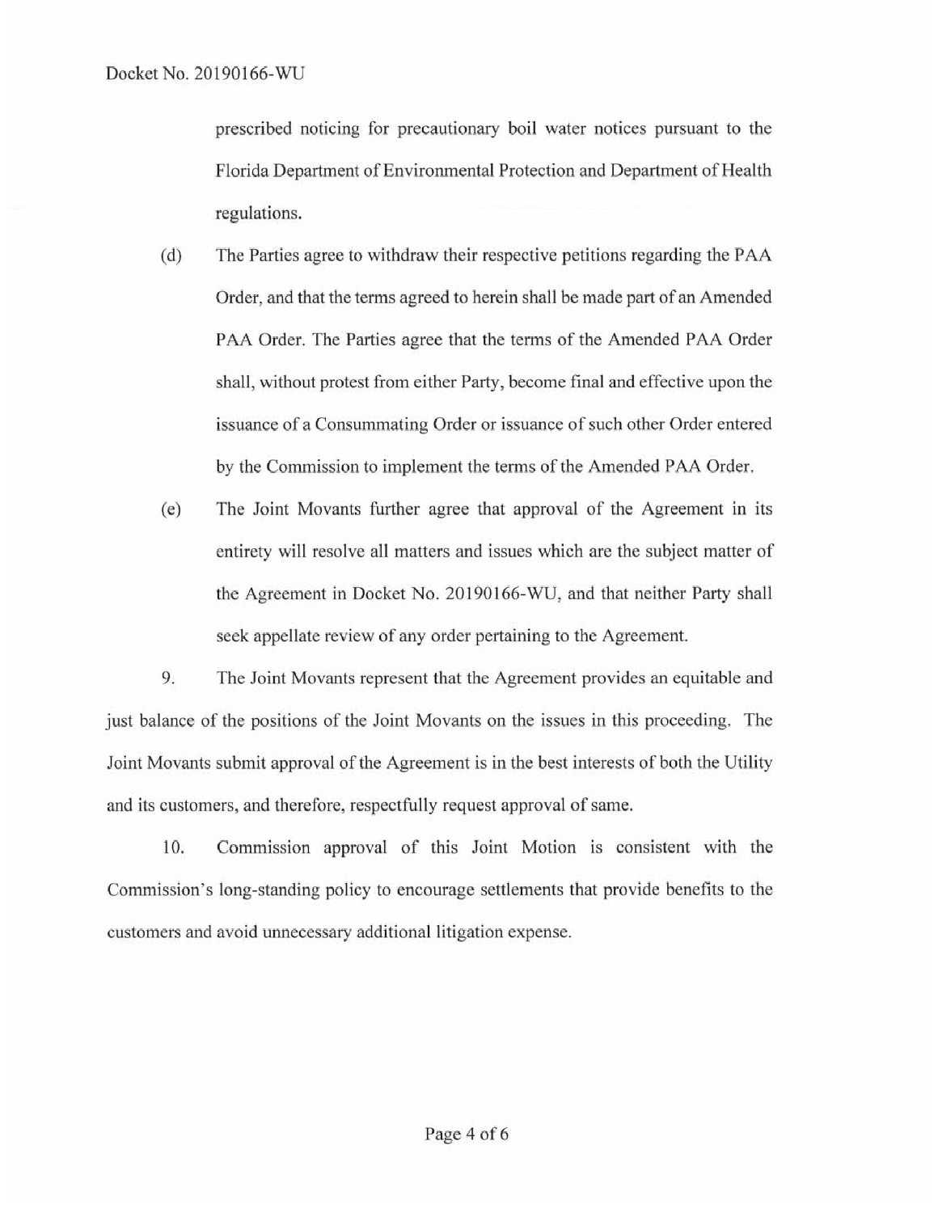prescribed noticing for precautionary boil water notices pursuant to the Florida Department of Environmental Protection and Department of Health regulations.

(d) The Parties agree to withdraw their respective petitions regarding the PAA Order, and that the terms agreed to herein shall be made part of an Amended PAA Order. The Parties agree that the terms of the Amended PAA Order shall, without protest from either Party, become final and effective upon the issuance of a Consummating Order or issuance of such other Order entered by the Commission to implement the terms of the Amended PAA Order.

(e) The Joint Movants further agree that approval of the Agreement in its entirety will resolve all matters and issues which are the subject matter of the Agreement in Docket No. 20190166-WU, and that neither Party shall seek appellate review of any order pertaining to the Agreement.

9. The Joint Movants represent that the Agreement provides an equitable and just balance of the positions of the Joint Movants on the issues in this proceeding. The Joint Movants submit approval of the Agreement is in the best interests of both the Utility and its customers, and therefore, respectfully request approval of same.

10. Commission approval of this Joint Motion is consistent with the Commission's long-standing policy to encourage settlements that provide benefits to the customers and avoid unnecessary additional litigation expense.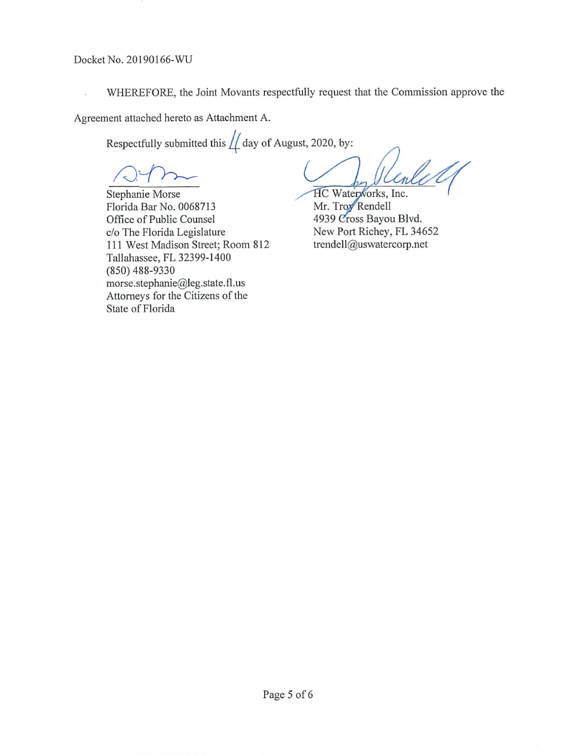Docket No. 20190166-WU

WHEREFORE, the Joint Movants respectfully request that the Commission approve the Agreement attached hereto as Attachment A.

Respectfully submitted this 11 day of August, 2020, by:

Stephanie Morse
Florida Bar No. 0068713
Office of Public Counsel
c/o The Florida Legislature
111 West Madison Street; Room 812
Tallahassee, FL 32399-1400
(850) 488-9330
morse.stephanie@leg.state.fl.us
Attorneys for the Citizens of the
State of Florida

HC Waterworks, Inc.
Mr. Troy Rendell
4939 Cross Bayou Blvd.
New Port Richey, FL 34652
trendell@uswatercorp.net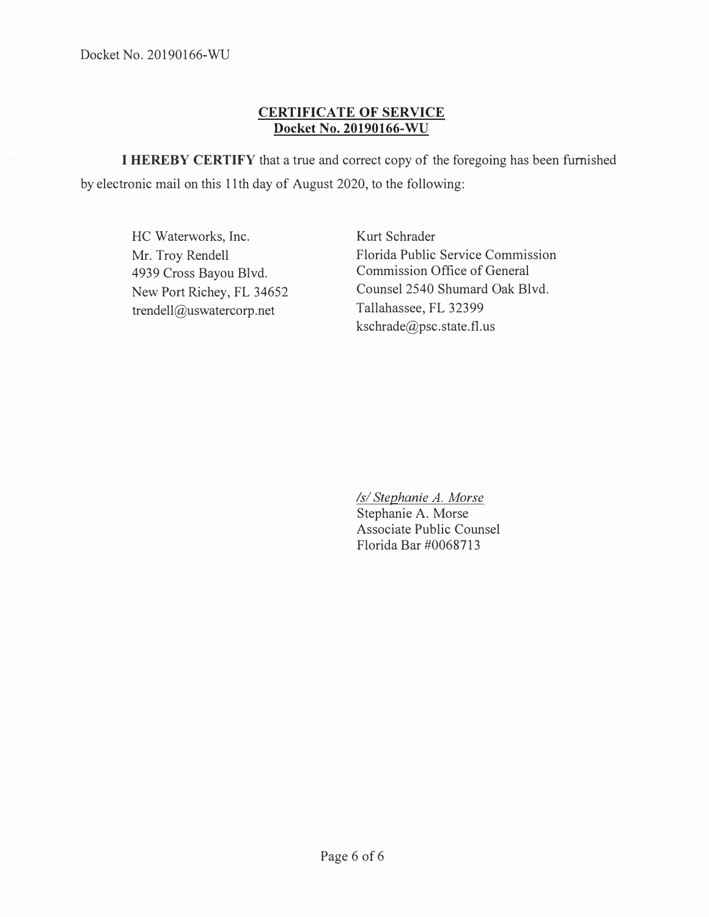## CERTIFICATE OF SERVICE
## Docket No. 20190166-WU

**I HEREBY CERTIFY** that a true and correct copy of the foregoing has been furnished by electronic mail on this 11th day of August 2020, to the following:

HC Waterworks, Inc.
Mr. Troy Rendell
4939 Cross Bayou Blvd.
New Port Richey, FL 34652
trendell@uswatercorp.net

Kurt Schrader
Florida Public Service Commission
Commission Office of General Counsel 2540 Shumard Oak Blvd.
Tallahassee, FL 32399
kschrade@psc.state.fl.us

*/s/ Stephanie A. Morse*
Stephanie A. Morse
Associate Public Counsel
Florida Bar #0068713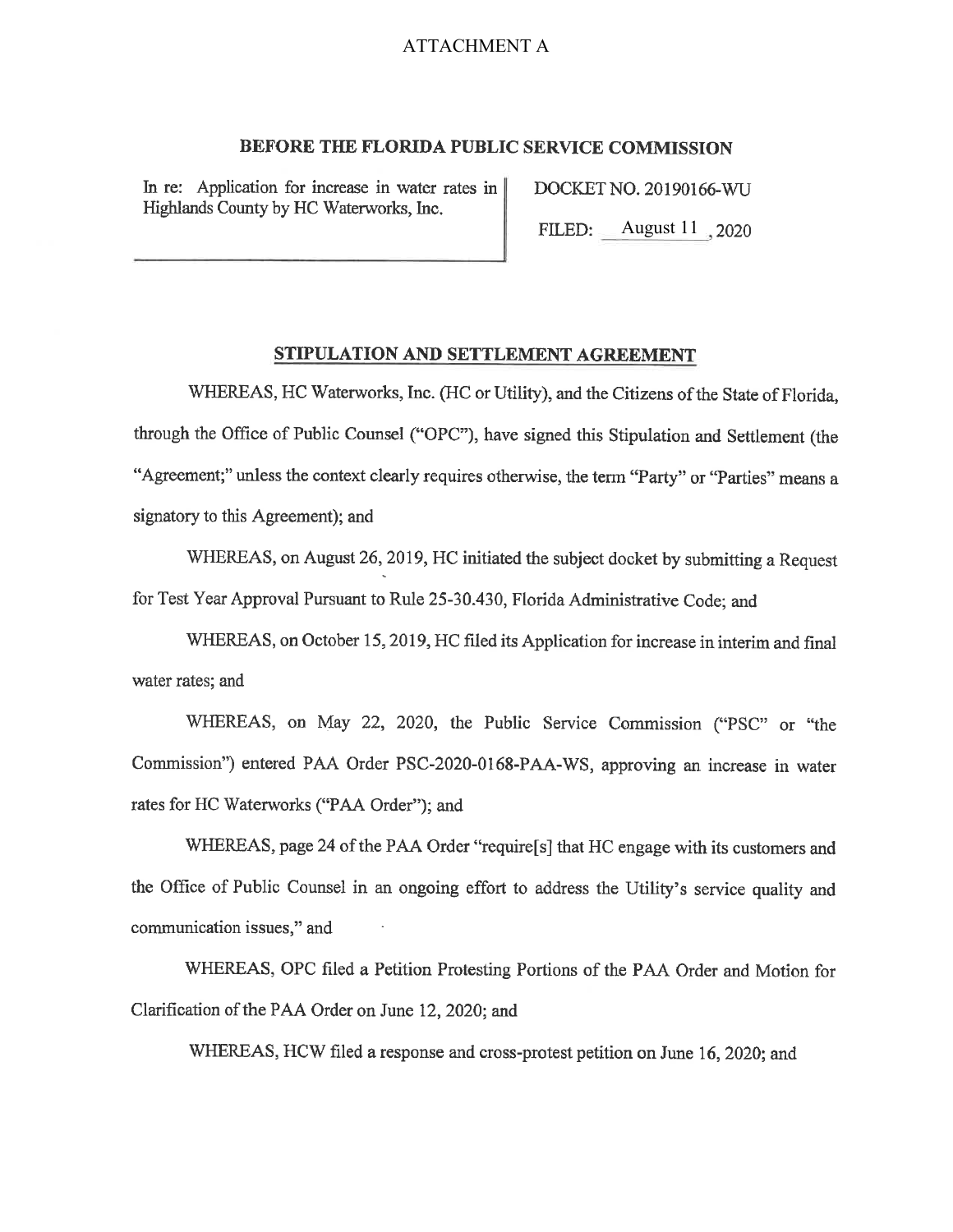ATTACHMENT A

## BEFORE THE FLORIDA PUBLIC SERVICE COMMISSION

| In re: Application for increase in water rates in Highlands County by HC Waterworks, Inc. | DOCKET NO. 20190166-WU<br>FILED: August 11, 2020 |
|---|---|

## STIPULATION AND SETTLEMENT AGREEMENT

WHEREAS, HC Waterworks, Inc. (HC or Utility), and the Citizens of the State of Florida, through the Office of Public Counsel ("OPC"), have signed this Stipulation and Settlement (the "Agreement;" unless the context clearly requires otherwise, the term "Party" or "Parties" means a signatory to this Agreement); and

WHEREAS, on August 26, 2019, HC initiated the subject docket by submitting a Request for Test Year Approval Pursuant to Rule 25-30.430, Florida Administrative Code; and

WHEREAS, on October 15, 2019, HC filed its Application for increase in interim and final water rates; and

WHEREAS, on May 22, 2020, the Public Service Commission ("PSC" or "the Commission") entered PAA Order PSC-2020-0168-PAA-WS, approving an increase in water rates for HC Waterworks ("PAA Order"); and

WHEREAS, page 24 of the PAA Order "require[s] that HC engage with its customers and the Office of Public Counsel in an ongoing effort to address the Utility's service quality and communication issues," and

WHEREAS, OPC filed a Petition Protesting Portions of the PAA Order and Motion for Clarification of the PAA Order on June 12, 2020; and

WHEREAS, HCW filed a response and cross-protest petition on June 16, 2020; and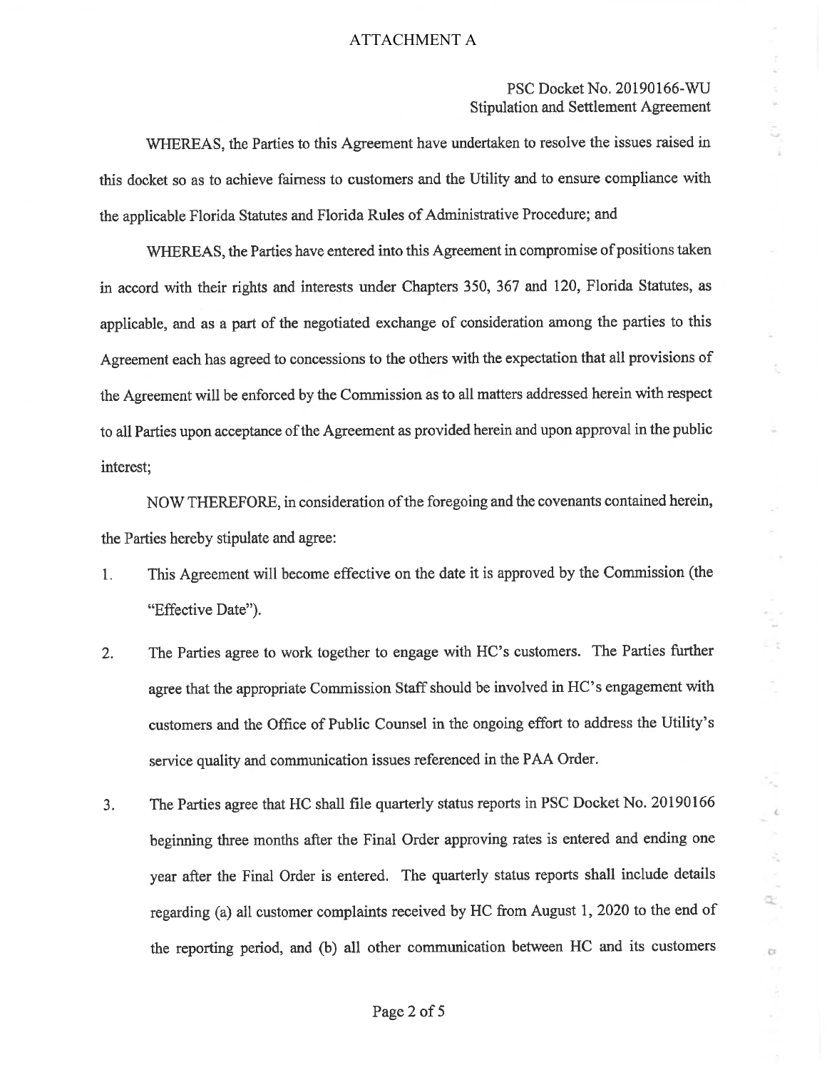ATTACHMENT A

PSC Docket No. 20190166-WU
Stipulation and Settlement Agreement

WHEREAS, the Parties to this Agreement have undertaken to resolve the issues raised in this docket so as to achieve fairness to customers and the Utility and to ensure compliance with the applicable Florida Statutes and Florida Rules of Administrative Procedure; and

WHEREAS, the Parties have entered into this Agreement in compromise of positions taken in accord with their rights and interests under Chapters 350, 367 and 120, Florida Statutes, as applicable, and as a part of the negotiated exchange of consideration among the parties to this Agreement each has agreed to concessions to the others with the expectation that all provisions of the Agreement will be enforced by the Commission as to all matters addressed herein with respect to all Parties upon acceptance of the Agreement as provided herein and upon approval in the public interest;

NOW THEREFORE, in consideration of the foregoing and the covenants contained herein, the Parties hereby stipulate and agree:

1. This Agreement will become effective on the date it is approved by the Commission (the "Effective Date").

2. The Parties agree to work together to engage with HC's customers. The Parties further agree that the appropriate Commission Staff should be involved in HC's engagement with customers and the Office of Public Counsel in the ongoing effort to address the Utility's service quality and communication issues referenced in the PAA Order.

3. The Parties agree that HC shall file quarterly status reports in PSC Docket No. 20190166 beginning three months after the Final Order approving rates is entered and ending one year after the Final Order is entered. The quarterly status reports shall include details regarding (a) all customer complaints received by HC from August 1, 2020 to the end of the reporting period, and (b) all other communication between HC and its customers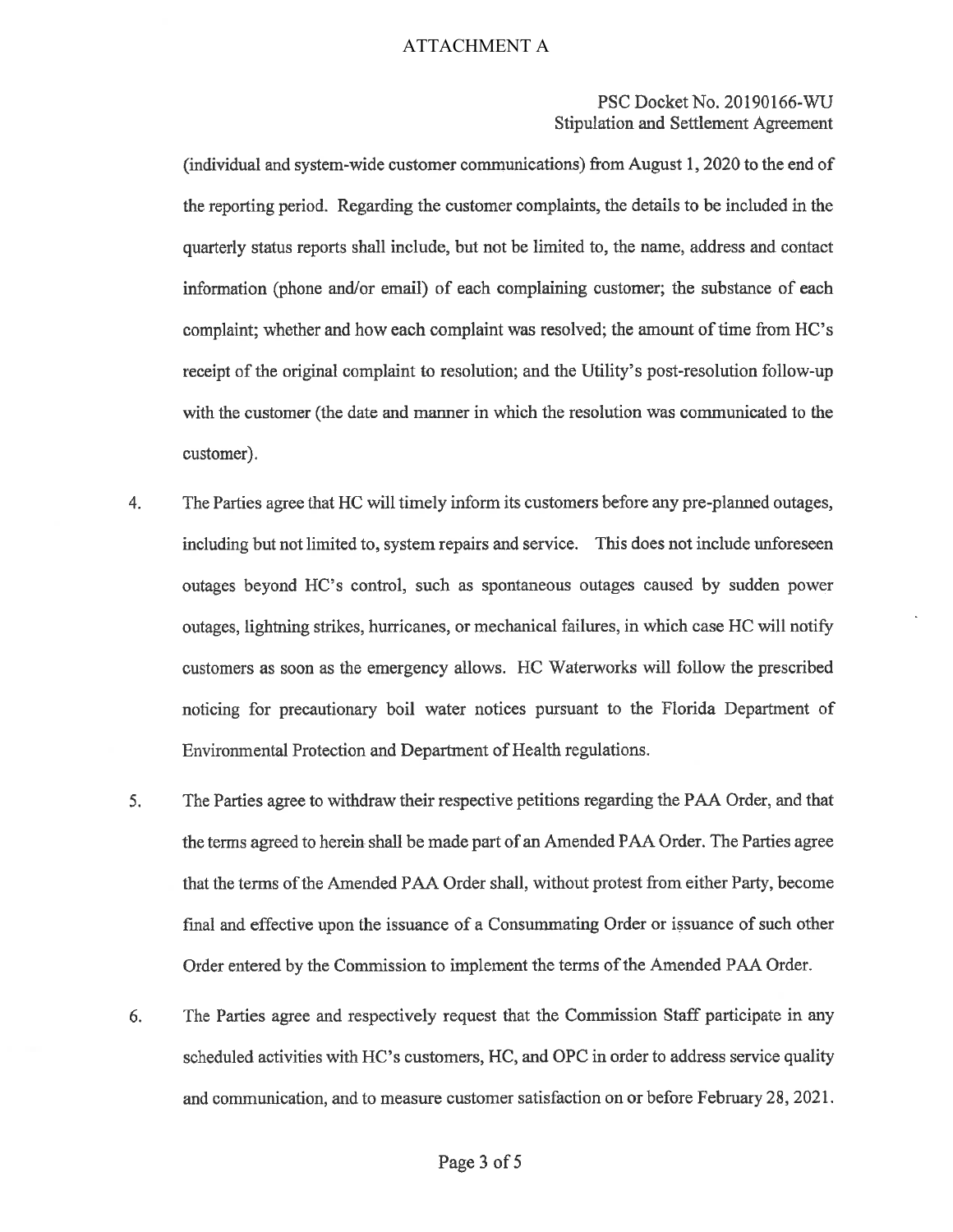(individual and system-wide customer communications) from August 1, 2020 to the end of the reporting period. Regarding the customer complaints, the details to be included in the quarterly status reports shall include, but not be limited to, the name, address and contact information (phone and/or email) of each complaining customer; the substance of each complaint; whether and how each complaint was resolved; the amount of time from HC's receipt of the original complaint to resolution; and the Utility's post-resolution follow-up with the customer (the date and manner in which the resolution was communicated to the customer).

4. The Parties agree that HC will timely inform its customers before any pre-planned outages, including but not limited to, system repairs and service. This does not include unforeseen outages beyond HC's control, such as spontaneous outages caused by sudden power outages, lightning strikes, hurricanes, or mechanical failures, in which case HC will notify customers as soon as the emergency allows. HC Waterworks will follow the prescribed noticing for precautionary boil water notices pursuant to the Florida Department of Environmental Protection and Department of Health regulations.

5. The Parties agree to withdraw their respective petitions regarding the PAA Order, and that the terms agreed to herein shall be made part of an Amended PAA Order. The Parties agree that the terms of the Amended PAA Order shall, without protest from either Party, become final and effective upon the issuance of a Consummating Order or issuance of such other Order entered by the Commission to implement the terms of the Amended PAA Order.

6. The Parties agree and respectively request that the Commission Staff participate in any scheduled activities with HC's customers, HC, and OPC in order to address service quality and communication, and to measure customer satisfaction on or before February 28, 2021.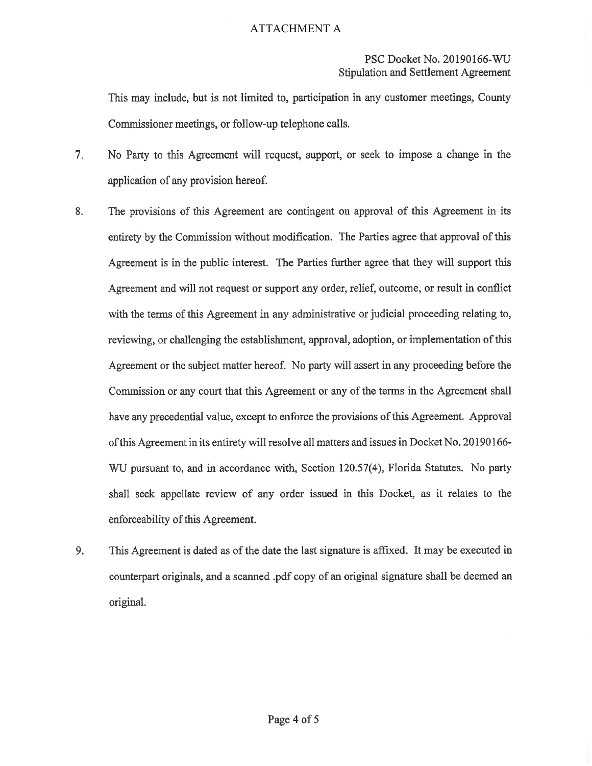This may include, but is not limited to, participation in any customer meetings, County Commissioner meetings, or follow-up telephone calls.

7. No Party to this Agreement will request, support, or seek to impose a change in the application of any provision hereof.

8. The provisions of this Agreement are contingent on approval of this Agreement in its entirety by the Commission without modification. The Parties agree that approval of this Agreement is in the public interest. The Parties further agree that they will support this Agreement and will not request or support any order, relief, outcome, or result in conflict with the terms of this Agreement in any administrative or judicial proceeding relating to, reviewing, or challenging the establishment, approval, adoption, or implementation of this Agreement or the subject matter hereof. No party will assert in any proceeding before the Commission or any court that this Agreement or any of the terms in the Agreement shall have any precedential value, except to enforce the provisions of this Agreement. Approval of this Agreement in its entirety will resolve all matters and issues in Docket No. 20190166-WU pursuant to, and in accordance with, Section 120.57(4), Florida Statutes. No party shall seek appellate review of any order issued in this Docket, as it relates to the enforceability of this Agreement.

9. This Agreement is dated as of the date the last signature is affixed. It may be executed in counterpart originals, and a scanned .pdf copy of an original signature shall be deemed an original.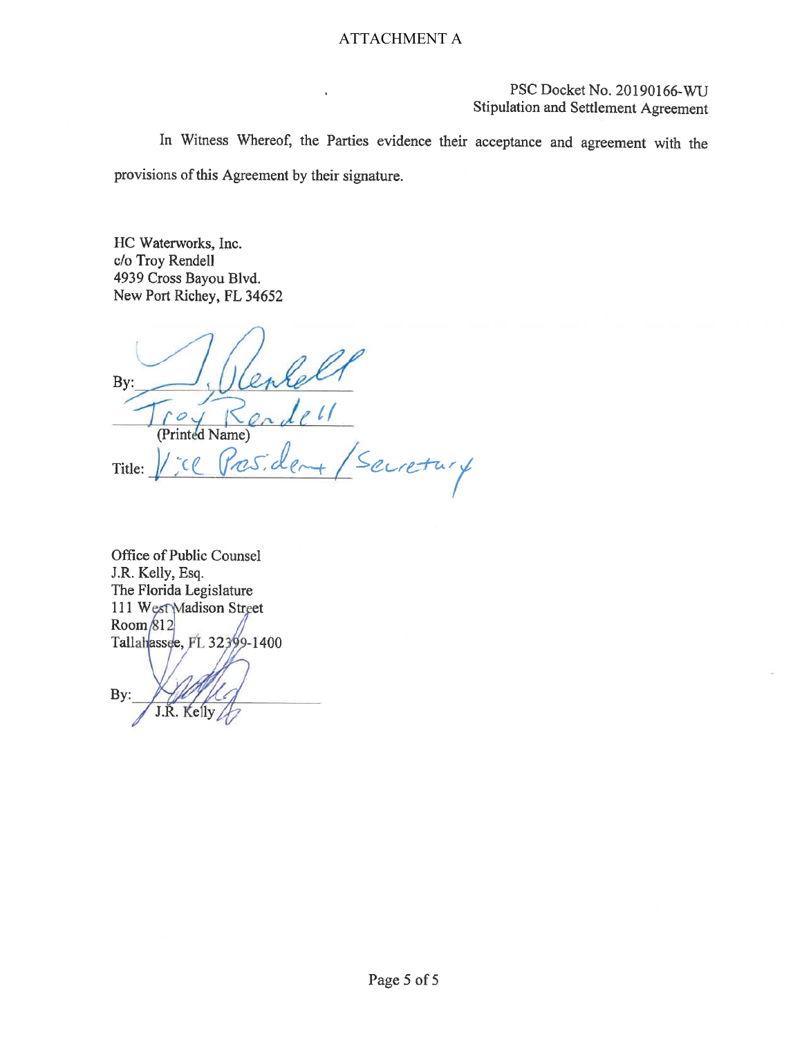ATTACHMENT A

PSC Docket No. 20190166-WU
Stipulation and Settlement Agreement

In Witness Whereof, the Parties evidence their acceptance and agreement with the provisions of this Agreement by their signature.

HC Waterworks, Inc.
c/o Troy Rendell
4939 Cross Bayou Blvd.
New Port Richey, FL 34652

By: ______________________

Troy Rendell
(Printed Name)

Title: Vice President / Secretary

Office of Public Counsel
J.R. Kelly, Esq.
The Florida Legislature
111 West Madison Street
Room 812
Tallahassee, FL 32399-1400

By: ______________________
J.R. Kelly